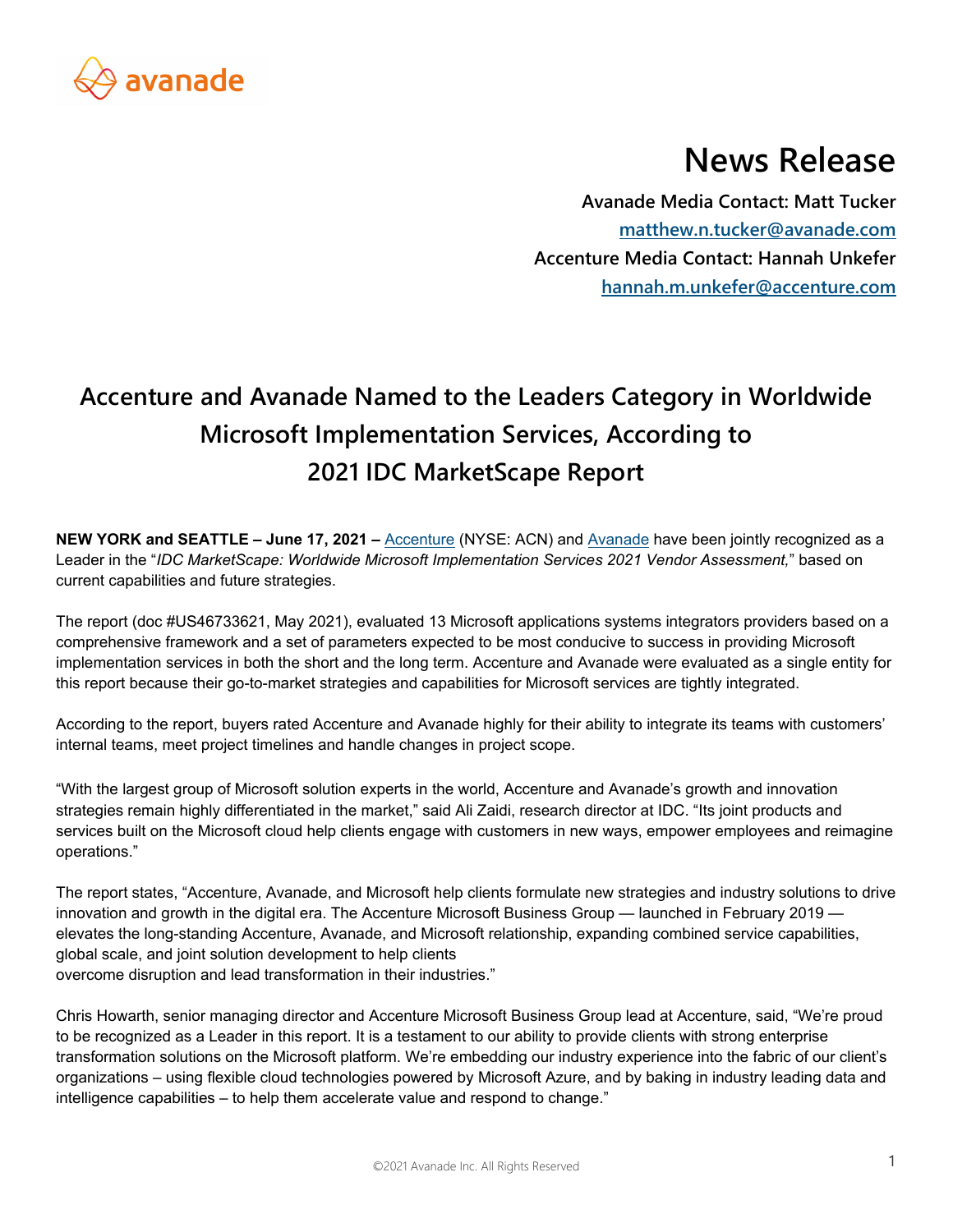# News Release

**Avanade Media Contact: Matt Tucker**
**matthew.n.tucker@avanade.com**
**Accenture Media Contact: Hannah Unkefer**
**hannah.m.unkefer@accenture.com**

## Accenture and Avanade Named to the Leaders Category in Worldwide Microsoft Implementation Services, According to 2021 IDC MarketScape Report

**NEW YORK and SEATTLE – June 17, 2021 –** Accenture (NYSE: ACN) and Avanade have been jointly recognized as a Leader in the "*IDC MarketScape: Worldwide Microsoft Implementation Services 2021 Vendor Assessment,*" based on current capabilities and future strategies.

The report (doc #US46733621, May 2021), evaluated 13 Microsoft applications systems integrators providers based on a comprehensive framework and a set of parameters expected to be most conducive to success in providing Microsoft implementation services in both the short and the long term. Accenture and Avanade were evaluated as a single entity for this report because their go-to-market strategies and capabilities for Microsoft services are tightly integrated.

According to the report, buyers rated Accenture and Avanade highly for their ability to integrate its teams with customers' internal teams, meet project timelines and handle changes in project scope.

"With the largest group of Microsoft solution experts in the world, Accenture and Avanade's growth and innovation strategies remain highly differentiated in the market," said Ali Zaidi, research director at IDC. "Its joint products and services built on the Microsoft cloud help clients engage with customers in new ways, empower employees and reimagine operations."

The report states, "Accenture, Avanade, and Microsoft help clients formulate new strategies and industry solutions to drive innovation and growth in the digital era. The Accenture Microsoft Business Group — launched in February 2019 — elevates the long-standing Accenture, Avanade, and Microsoft relationship, expanding combined service capabilities, global scale, and joint solution development to help clients overcome disruption and lead transformation in their industries."

Chris Howarth, senior managing director and Accenture Microsoft Business Group lead at Accenture, said, "We're proud to be recognized as a Leader in this report. It is a testament to our ability to provide clients with strong enterprise transformation solutions on the Microsoft platform. We're embedding our industry experience into the fabric of our client's organizations – using flexible cloud technologies powered by Microsoft Azure, and by baking in industry leading data and intelligence capabilities – to help them accelerate value and respond to change."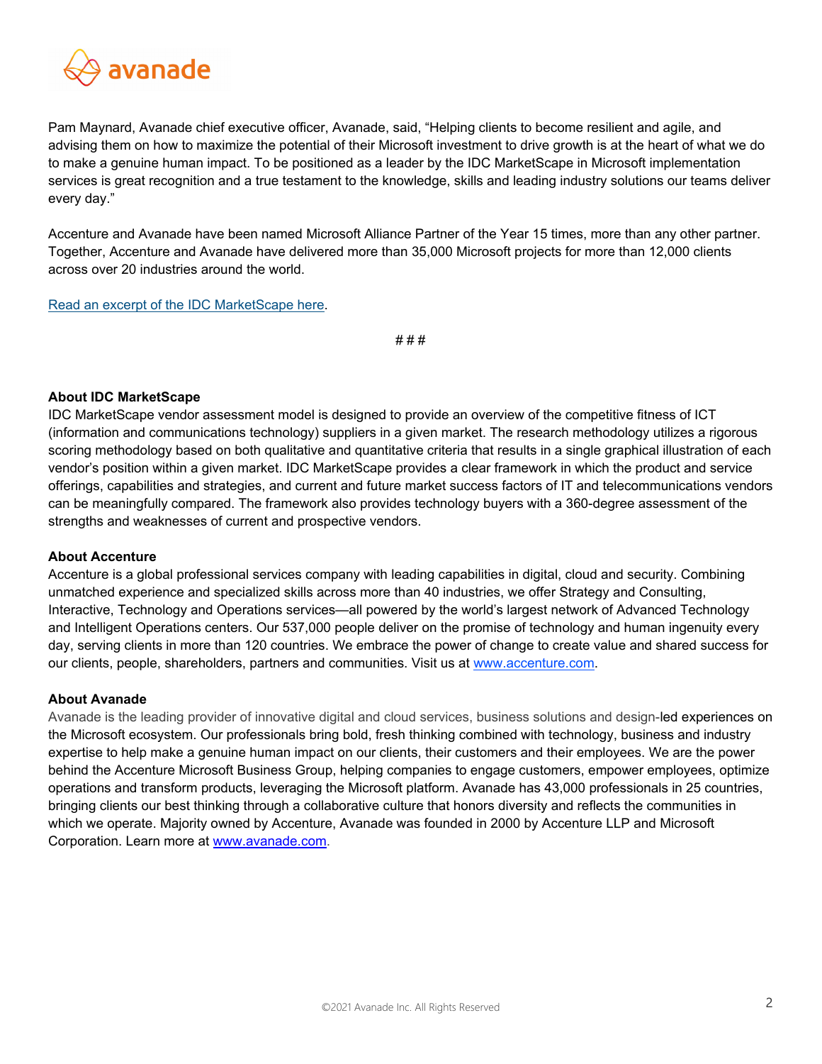Pam Maynard, Avanade chief executive officer, Avanade, said, "Helping clients to become resilient and agile, and advising them on how to maximize the potential of their Microsoft investment to drive growth is at the heart of what we do to make a genuine human impact. To be positioned as a leader by the IDC MarketScape in Microsoft implementation services is great recognition and a true testament to the knowledge, skills and leading industry solutions our teams deliver every day."

Accenture and Avanade have been named Microsoft Alliance Partner of the Year 15 times, more than any other partner. Together, Accenture and Avanade have delivered more than 35,000 Microsoft projects for more than 12,000 clients across over 20 industries around the world.

Read an excerpt of the IDC MarketScape here.

# # #

**About IDC MarketScape**
IDC MarketScape vendor assessment model is designed to provide an overview of the competitive fitness of ICT (information and communications technology) suppliers in a given market. The research methodology utilizes a rigorous scoring methodology based on both qualitative and quantitative criteria that results in a single graphical illustration of each vendor's position within a given market. IDC MarketScape provides a clear framework in which the product and service offerings, capabilities and strategies, and current and future market success factors of IT and telecommunications vendors can be meaningfully compared. The framework also provides technology buyers with a 360-degree assessment of the strengths and weaknesses of current and prospective vendors.

**About Accenture**
Accenture is a global professional services company with leading capabilities in digital, cloud and security. Combining unmatched experience and specialized skills across more than 40 industries, we offer Strategy and Consulting, Interactive, Technology and Operations services—all powered by the world's largest network of Advanced Technology and Intelligent Operations centers. Our 537,000 people deliver on the promise of technology and human ingenuity every day, serving clients in more than 120 countries. We embrace the power of change to create value and shared success for our clients, people, shareholders, partners and communities. Visit us at www.accenture.com.

**About Avanade**
Avanade is the leading provider of innovative digital and cloud services, business solutions and design-led experiences on the Microsoft ecosystem. Our professionals bring bold, fresh thinking combined with technology, business and industry expertise to help make a genuine human impact on our clients, their customers and their employees. We are the power behind the Accenture Microsoft Business Group, helping companies to engage customers, empower employees, optimize operations and transform products, leveraging the Microsoft platform. Avanade has 43,000 professionals in 25 countries, bringing clients our best thinking through a collaborative culture that honors diversity and reflects the communities in which we operate. Majority owned by Accenture, Avanade was founded in 2000 by Accenture LLP and Microsoft Corporation. Learn more at www.avanade.com.